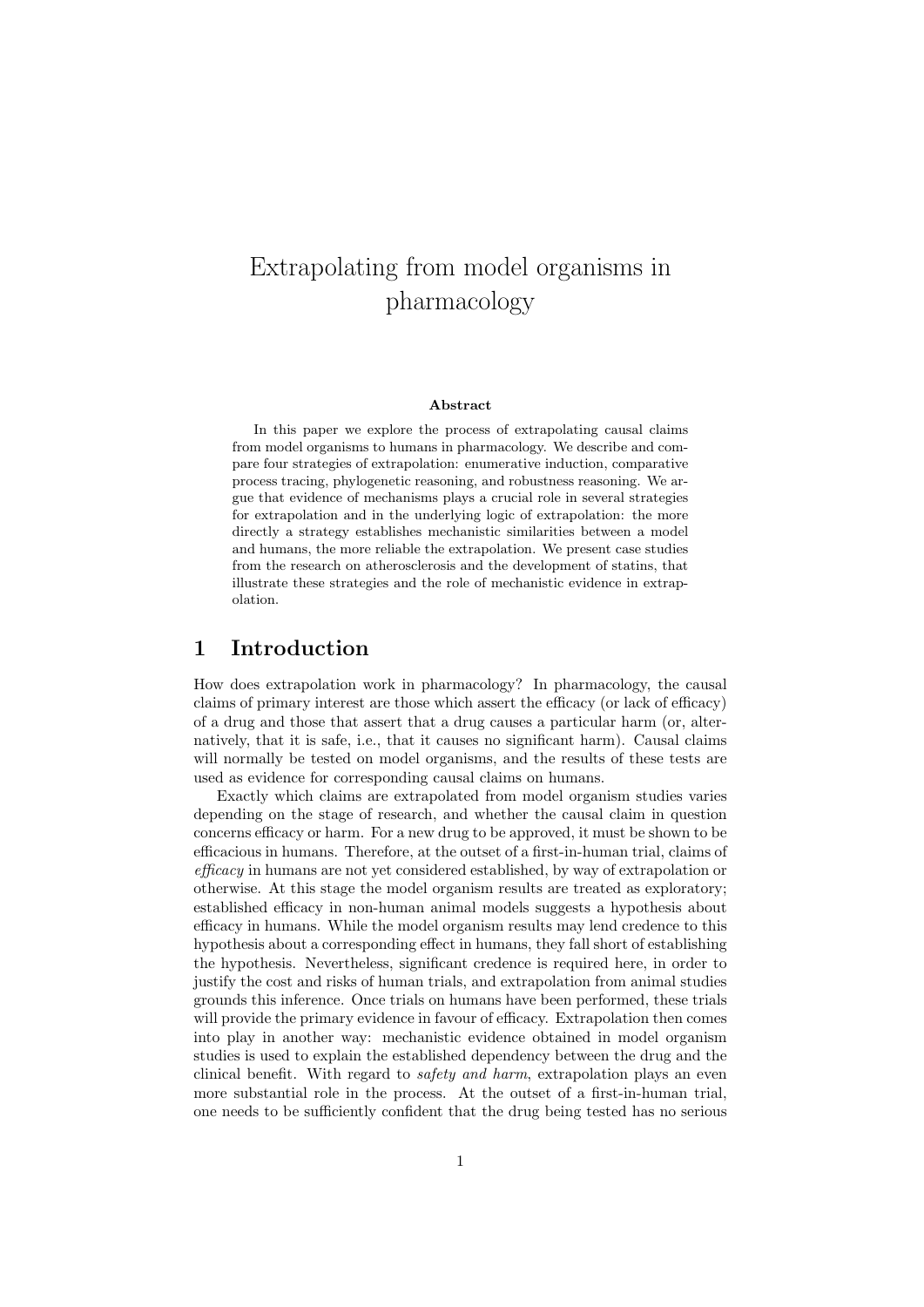# Extrapolating from model organisms in pharmacology

**Abstract**

In this paper we explore the process of extrapolating causal claims from model organisms to humans in pharmacology. We describe and compare four strategies of extrapolation: enumerative induction, comparative process tracing, phylogenetic reasoning, and robustness reasoning. We argue that evidence of mechanisms plays a crucial role in several strategies for extrapolation and in the underlying logic of extrapolation: the more directly a strategy establishes mechanistic similarities between a model and humans, the more reliable the extrapolation. We present case studies from the research on atherosclerosis and the development of statins, that illustrate these strategies and the role of mechanistic evidence in extrapolation.

## 1 Introduction

How does extrapolation work in pharmacology? In pharmacology, the causal claims of primary interest are those which assert the efficacy (or lack of efficacy) of a drug and those that assert that a drug causes a particular harm (or, alternatively, that it is safe, i.e., that it causes no significant harm). Causal claims will normally be tested on model organisms, and the results of these tests are used as evidence for corresponding causal claims on humans.

Exactly which claims are extrapolated from model organism studies varies depending on the stage of research, and whether the causal claim in question concerns efficacy or harm. For a new drug to be approved, it must be shown to be efficacious in humans. Therefore, at the outset of a first-in-human trial, claims of *efficacy* in humans are not yet considered established, by way of extrapolation or otherwise. At this stage the model organism results are treated as exploratory; established efficacy in non-human animal models suggests a hypothesis about efficacy in humans. While the model organism results may lend credence to this hypothesis about a corresponding effect in humans, they fall short of establishing the hypothesis. Nevertheless, significant credence is required here, in order to justify the cost and risks of human trials, and extrapolation from animal studies grounds this inference. Once trials on humans have been performed, these trials will provide the primary evidence in favour of efficacy. Extrapolation then comes into play in another way: mechanistic evidence obtained in model organism studies is used to explain the established dependency between the drug and the clinical benefit. With regard to *safety and harm*, extrapolation plays an even more substantial role in the process. At the outset of a first-in-human trial, one needs to be sufficiently confident that the drug being tested has no serious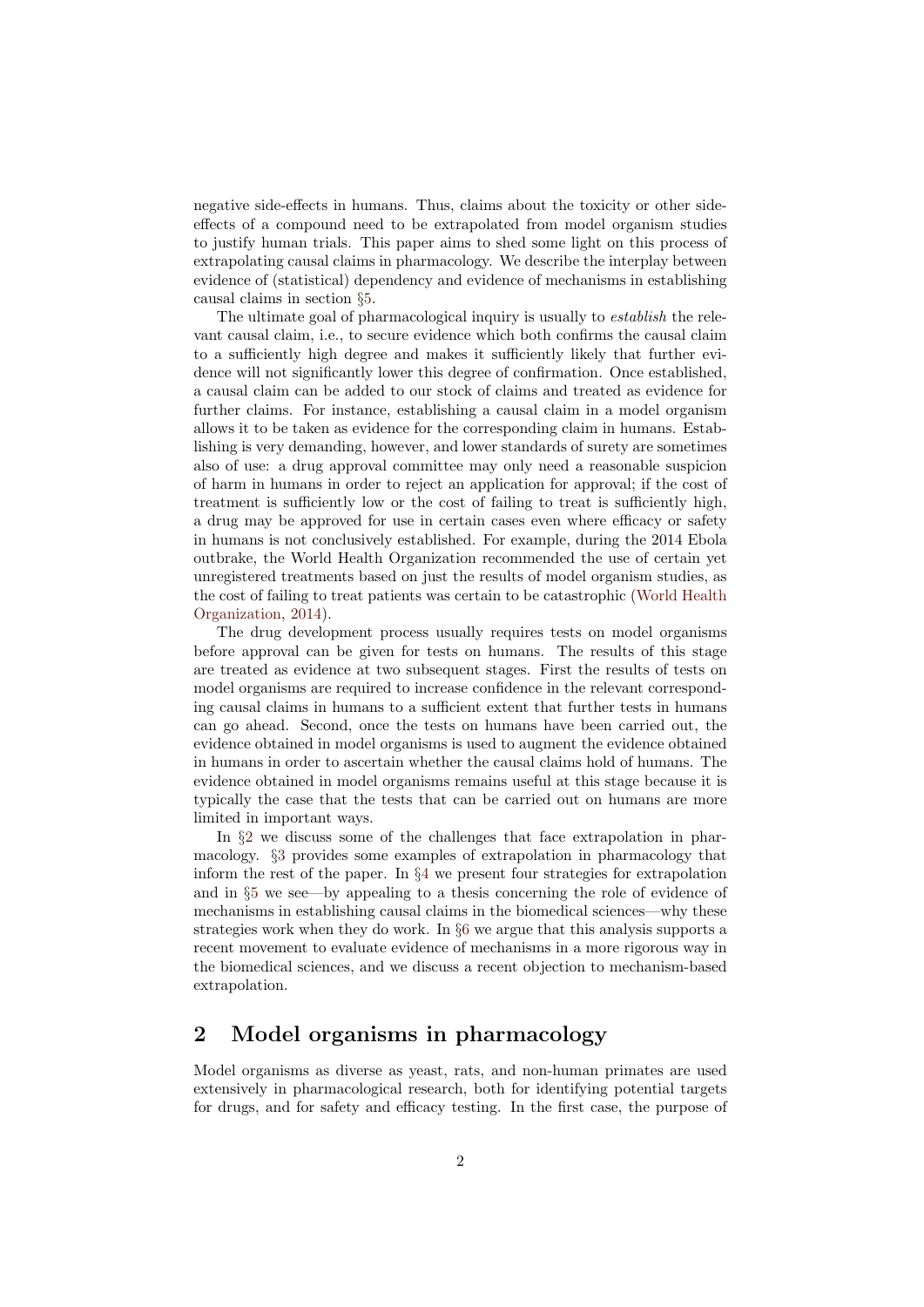negative side-effects in humans. Thus, claims about the toxicity or other side-effects of a compound need to be extrapolated from model organism studies to justify human trials. This paper aims to shed some light on this process of extrapolating causal claims in pharmacology. We describe the interplay between evidence of (statistical) dependency and evidence of mechanisms in establishing causal claims in section §5.

The ultimate goal of pharmacological inquiry is usually to *establish* the relevant causal claim, i.e., to secure evidence which both confirms the causal claim to a sufficiently high degree and makes it sufficiently likely that further evidence will not significantly lower this degree of confirmation. Once established, a causal claim can be added to our stock of claims and treated as evidence for further claims. For instance, establishing a causal claim in a model organism allows it to be taken as evidence for the corresponding claim in humans. Establishing is very demanding, however, and lower standards of surety are sometimes also of use: a drug approval committee may only need a reasonable suspicion of harm in humans in order to reject an application for approval; if the cost of treatment is sufficiently low or the cost of failing to treat is sufficiently high, a drug may be approved for use in certain cases even where efficacy or safety in humans is not conclusively established. For example, during the 2014 Ebola outbrake, the World Health Organization recommended the use of certain yet unregistered treatments based on just the results of model organism studies, as the cost of failing to treat patients was certain to be catastrophic (World Health Organization, 2014).

The drug development process usually requires tests on model organisms before approval can be given for tests on humans. The results of this stage are treated as evidence at two subsequent stages. First the results of tests on model organisms are required to increase confidence in the relevant corresponding causal claims in humans to a sufficient extent that further tests in humans can go ahead. Second, once the tests on humans have been carried out, the evidence obtained in model organisms is used to augment the evidence obtained in humans in order to ascertain whether the causal claims hold of humans. The evidence obtained in model organisms remains useful at this stage because it is typically the case that the tests that can be carried out on humans are more limited in important ways.

In §2 we discuss some of the challenges that face extrapolation in pharmacology. §3 provides some examples of extrapolation in pharmacology that inform the rest of the paper. In §4 we present four strategies for extrapolation and in §5 we see—by appealing to a thesis concerning the role of evidence of mechanisms in establishing causal claims in the biomedical sciences—why these strategies work when they do work. In §6 we argue that this analysis supports a recent movement to evaluate evidence of mechanisms in a more rigorous way in the biomedical sciences, and we discuss a recent objection to mechanism-based extrapolation.

## 2 Model organisms in pharmacology

Model organisms as diverse as yeast, rats, and non-human primates are used extensively in pharmacological research, both for identifying potential targets for drugs, and for safety and efficacy testing. In the first case, the purpose of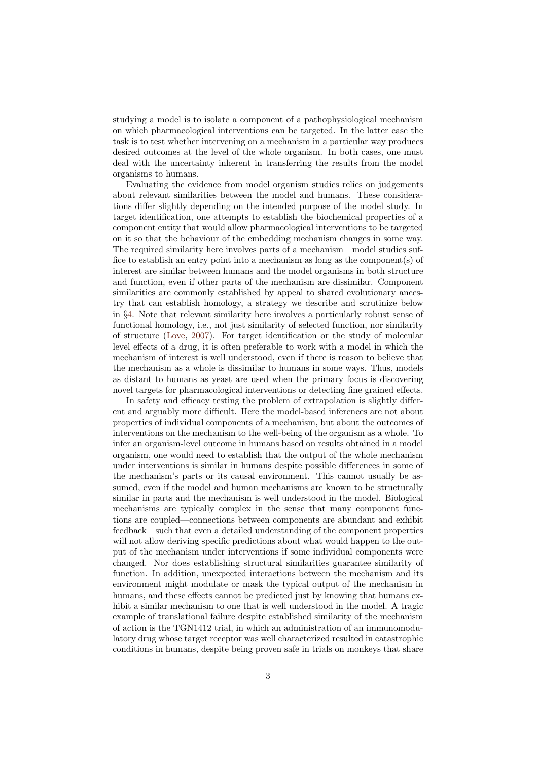studying a model is to isolate a component of a pathophysiological mechanism on which pharmacological interventions can be targeted. In the latter case the task is to test whether intervening on a mechanism in a particular way produces desired outcomes at the level of the whole organism. In both cases, one must deal with the uncertainty inherent in transferring the results from the model organisms to humans.

Evaluating the evidence from model organism studies relies on judgements about relevant similarities between the model and humans. These considerations differ slightly depending on the intended purpose of the model study. In target identification, one attempts to establish the biochemical properties of a component entity that would allow pharmacological interventions to be targeted on it so that the behaviour of the embedding mechanism changes in some way. The required similarity here involves parts of a mechanism—model studies suffice to establish an entry point into a mechanism as long as the component(s) of interest are similar between humans and the model organisms in both structure and function, even if other parts of the mechanism are dissimilar. Component similarities are commonly established by appeal to shared evolutionary ancestry that can establish homology, a strategy we describe and scrutinize below in §4. Note that relevant similarity here involves a particularly robust sense of functional homology, i.e., not just similarity of selected function, nor similarity of structure (Love, 2007). For target identification or the study of molecular level effects of a drug, it is often preferable to work with a model in which the mechanism of interest is well understood, even if there is reason to believe that the mechanism as a whole is dissimilar to humans in some ways. Thus, models as distant to humans as yeast are used when the primary focus is discovering novel targets for pharmacological interventions or detecting fine grained effects.

In safety and efficacy testing the problem of extrapolation is slightly different and arguably more difficult. Here the model-based inferences are not about properties of individual components of a mechanism, but about the outcomes of interventions on the mechanism to the well-being of the organism as a whole. To infer an organism-level outcome in humans based on results obtained in a model organism, one would need to establish that the output of the whole mechanism under interventions is similar in humans despite possible differences in some of the mechanism's parts or its causal environment. This cannot usually be assumed, even if the model and human mechanisms are known to be structurally similar in parts and the mechanism is well understood in the model. Biological mechanisms are typically complex in the sense that many component functions are coupled—connections between components are abundant and exhibit feedback—such that even a detailed understanding of the component properties will not allow deriving specific predictions about what would happen to the output of the mechanism under interventions if some individual components were changed. Nor does establishing structural similarities guarantee similarity of function. In addition, unexpected interactions between the mechanism and its environment might modulate or mask the typical output of the mechanism in humans, and these effects cannot be predicted just by knowing that humans exhibit a similar mechanism to one that is well understood in the model. A tragic example of translational failure despite established similarity of the mechanism of action is the TGN1412 trial, in which an administration of an immunomodulatory drug whose target receptor was well characterized resulted in catastrophic conditions in humans, despite being proven safe in trials on monkeys that share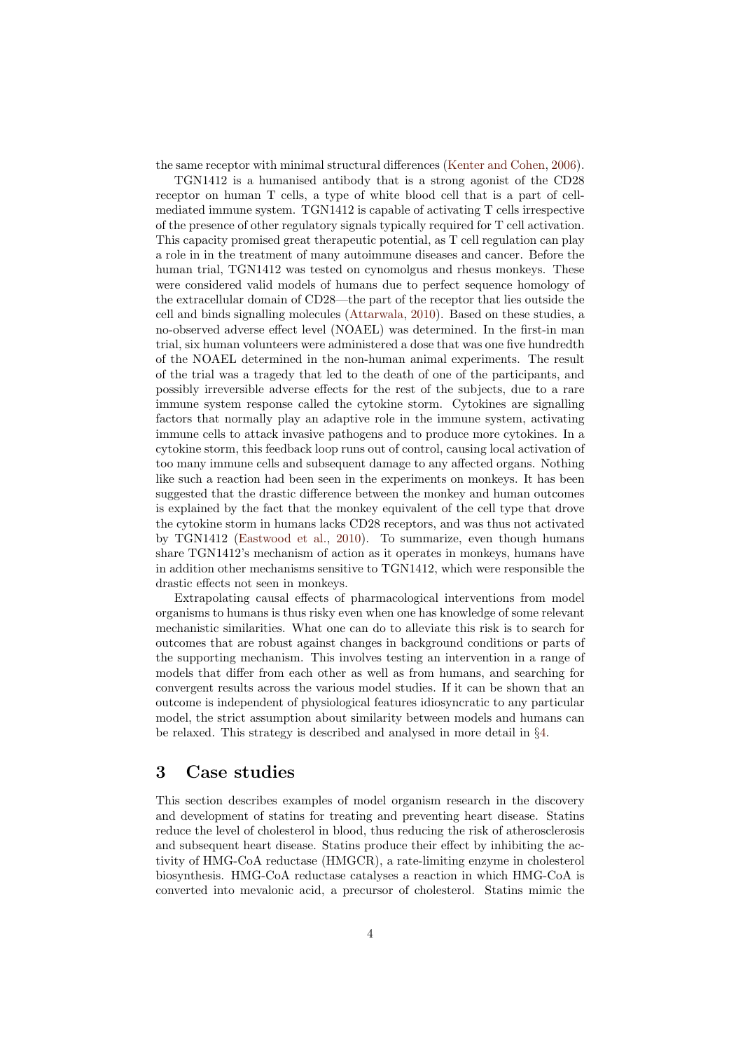the same receptor with minimal structural differences (Kenter and Cohen, 2006).

TGN1412 is a humanised antibody that is a strong agonist of the CD28 receptor on human T cells, a type of white blood cell that is a part of cell-mediated immune system. TGN1412 is capable of activating T cells irrespective of the presence of other regulatory signals typically required for T cell activation. This capacity promised great therapeutic potential, as T cell regulation can play a role in in the treatment of many autoimmune diseases and cancer. Before the human trial, TGN1412 was tested on cynomolgus and rhesus monkeys. These were considered valid models of humans due to perfect sequence homology of the extracellular domain of CD28—the part of the receptor that lies outside the cell and binds signalling molecules (Attarwala, 2010). Based on these studies, a no-observed adverse effect level (NOAEL) was determined. In the first-in man trial, six human volunteers were administered a dose that was one five hundredth of the NOAEL determined in the non-human animal experiments. The result of the trial was a tragedy that led to the death of one of the participants, and possibly irreversible adverse effects for the rest of the subjects, due to a rare immune system response called the cytokine storm. Cytokines are signalling factors that normally play an adaptive role in the immune system, activating immune cells to attack invasive pathogens and to produce more cytokines. In a cytokine storm, this feedback loop runs out of control, causing local activation of too many immune cells and subsequent damage to any affected organs. Nothing like such a reaction had been seen in the experiments on monkeys. It has been suggested that the drastic difference between the monkey and human outcomes is explained by the fact that the monkey equivalent of the cell type that drove the cytokine storm in humans lacks CD28 receptors, and was thus not activated by TGN1412 (Eastwood et al., 2010). To summarize, even though humans share TGN1412's mechanism of action as it operates in monkeys, humans have in addition other mechanisms sensitive to TGN1412, which were responsible the drastic effects not seen in monkeys.

Extrapolating causal effects of pharmacological interventions from model organisms to humans is thus risky even when one has knowledge of some relevant mechanistic similarities. What one can do to alleviate this risk is to search for outcomes that are robust against changes in background conditions or parts of the supporting mechanism. This involves testing an intervention in a range of models that differ from each other as well as from humans, and searching for convergent results across the various model studies. If it can be shown that an outcome is independent of physiological features idiosyncratic to any particular model, the strict assumption about similarity between models and humans can be relaxed. This strategy is described and analysed in more detail in §4.

## 3 Case studies

This section describes examples of model organism research in the discovery and development of statins for treating and preventing heart disease. Statins reduce the level of cholesterol in blood, thus reducing the risk of atherosclerosis and subsequent heart disease. Statins produce their effect by inhibiting the activity of HMG-CoA reductase (HMGCR), a rate-limiting enzyme in cholesterol biosynthesis. HMG-CoA reductase catalyses a reaction in which HMG-CoA is converted into mevalonic acid, a precursor of cholesterol. Statins mimic the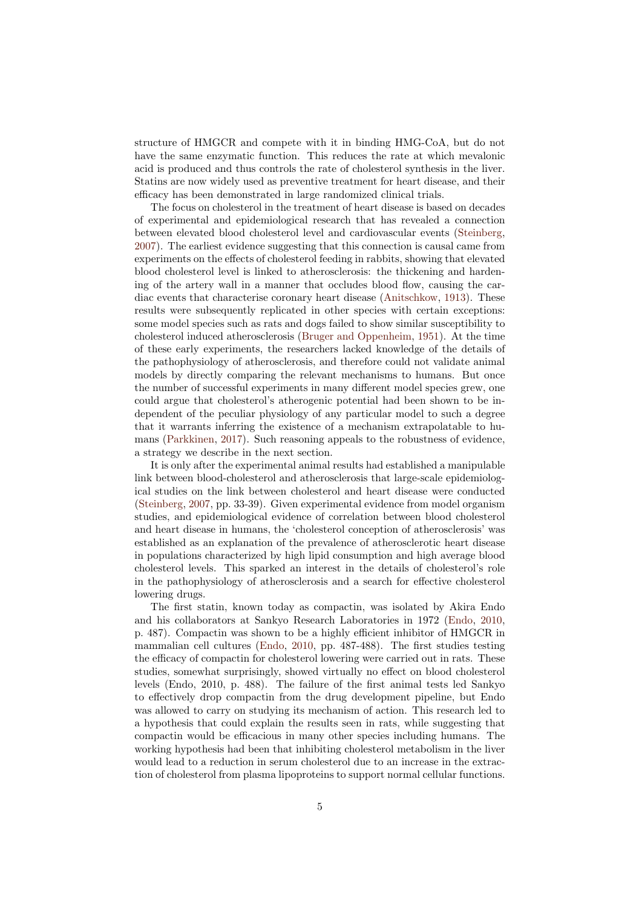structure of HMGCR and compete with it in binding HMG-CoA, but do not have the same enzymatic function. This reduces the rate at which mevalonic acid is produced and thus controls the rate of cholesterol synthesis in the liver. Statins are now widely used as preventive treatment for heart disease, and their efficacy has been demonstrated in large randomized clinical trials.

The focus on cholesterol in the treatment of heart disease is based on decades of experimental and epidemiological research that has revealed a connection between elevated blood cholesterol level and cardiovascular events (Steinberg, 2007). The earliest evidence suggesting that this connection is causal came from experiments on the effects of cholesterol feeding in rabbits, showing that elevated blood cholesterol level is linked to atherosclerosis: the thickening and hardening of the artery wall in a manner that occludes blood flow, causing the cardiac events that characterise coronary heart disease (Anitschkow, 1913). These results were subsequently replicated in other species with certain exceptions: some model species such as rats and dogs failed to show similar susceptibility to cholesterol induced atherosclerosis (Bruger and Oppenheim, 1951). At the time of these early experiments, the researchers lacked knowledge of the details of the pathophysiology of atherosclerosis, and therefore could not validate animal models by directly comparing the relevant mechanisms to humans. But once the number of successful experiments in many different model species grew, one could argue that cholesterol's atherogenic potential had been shown to be independent of the peculiar physiology of any particular model to such a degree that it warrants inferring the existence of a mechanism extrapolatable to humans (Parkkinen, 2017). Such reasoning appeals to the robustness of evidence, a strategy we describe in the next section.

It is only after the experimental animal results had established a manipulable link between blood-cholesterol and atherosclerosis that large-scale epidemiological studies on the link between cholesterol and heart disease were conducted (Steinberg, 2007, pp. 33-39). Given experimental evidence from model organism studies, and epidemiological evidence of correlation between blood cholesterol and heart disease in humans, the 'cholesterol conception of atherosclerosis' was established as an explanation of the prevalence of atherosclerotic heart disease in populations characterized by high lipid consumption and high average blood cholesterol levels. This sparked an interest in the details of cholesterol's role in the pathophysiology of atherosclerosis and a search for effective cholesterol lowering drugs.

The first statin, known today as compactin, was isolated by Akira Endo and his collaborators at Sankyo Research Laboratories in 1972 (Endo, 2010, p. 487). Compactin was shown to be a highly efficient inhibitor of HMGCR in mammalian cell cultures (Endo, 2010, pp. 487-488). The first studies testing the efficacy of compactin for cholesterol lowering were carried out in rats. These studies, somewhat surprisingly, showed virtually no effect on blood cholesterol levels (Endo, 2010, p. 488). The failure of the first animal tests led Sankyo to effectively drop compactin from the drug development pipeline, but Endo was allowed to carry on studying its mechanism of action. This research led to a hypothesis that could explain the results seen in rats, while suggesting that compactin would be efficacious in many other species including humans. The working hypothesis had been that inhibiting cholesterol metabolism in the liver would lead to a reduction in serum cholesterol due to an increase in the extraction of cholesterol from plasma lipoproteins to support normal cellular functions.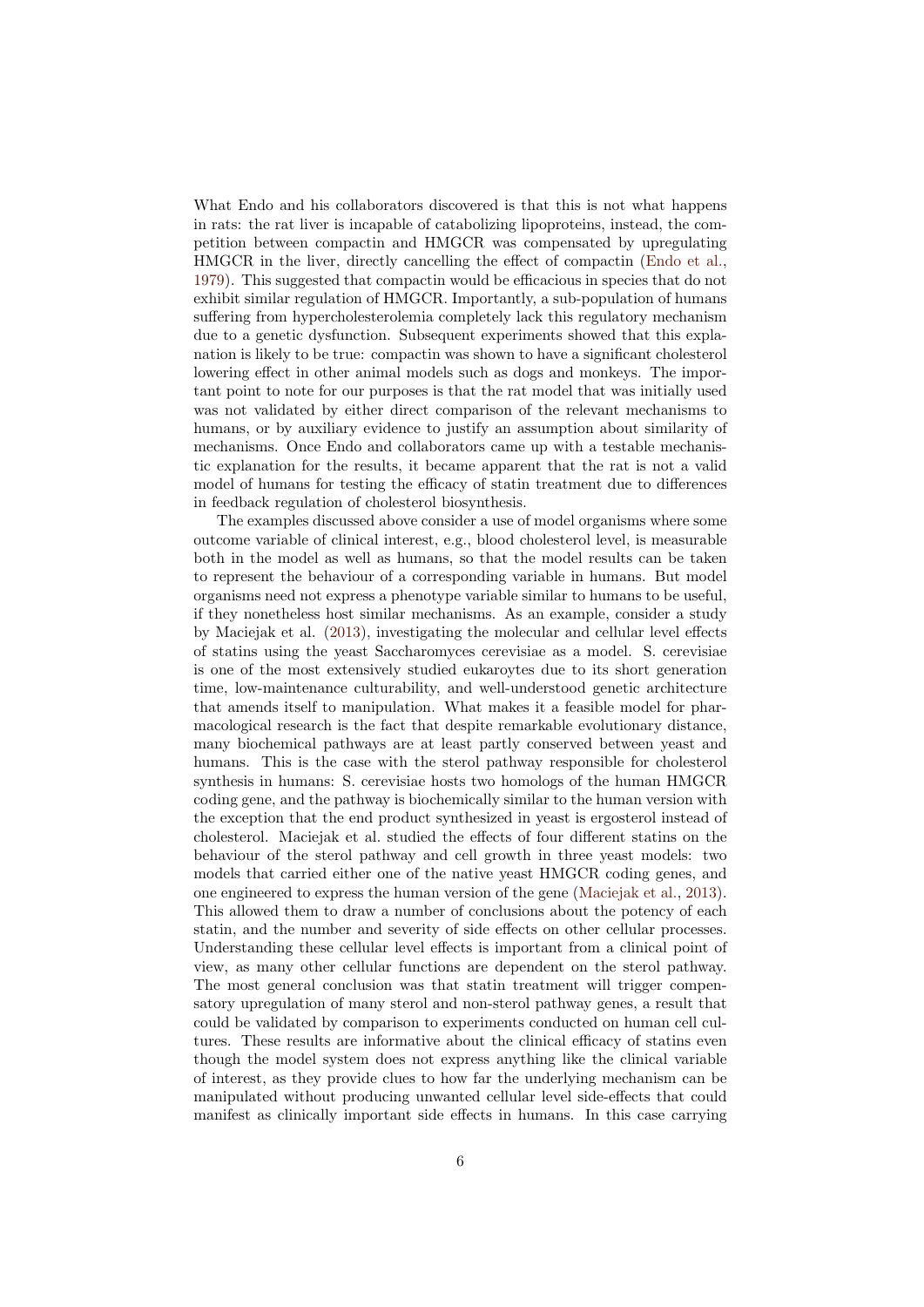What Endo and his collaborators discovered is that this is not what happens in rats: the rat liver is incapable of catabolizing lipoproteins, instead, the competition between compactin and HMGCR was compensated by upregulating HMGCR in the liver, directly cancelling the effect of compactin (Endo et al., 1979). This suggested that compactin would be efficacious in species that do not exhibit similar regulation of HMGCR. Importantly, a sub-population of humans suffering from hypercholesterolemia completely lack this regulatory mechanism due to a genetic dysfunction. Subsequent experiments showed that this explanation is likely to be true: compactin was shown to have a significant cholesterol lowering effect in other animal models such as dogs and monkeys. The important point to note for our purposes is that the rat model that was initially used was not validated by either direct comparison of the relevant mechanisms to humans, or by auxiliary evidence to justify an assumption about similarity of mechanisms. Once Endo and collaborators came up with a testable mechanistic explanation for the results, it became apparent that the rat is not a valid model of humans for testing the efficacy of statin treatment due to differences in feedback regulation of cholesterol biosynthesis.

The examples discussed above consider a use of model organisms where some outcome variable of clinical interest, e.g., blood cholesterol level, is measurable both in the model as well as humans, so that the model results can be taken to represent the behaviour of a corresponding variable in humans. But model organisms need not express a phenotype variable similar to humans to be useful, if they nonetheless host similar mechanisms. As an example, consider a study by Maciejak et al. (2013), investigating the molecular and cellular level effects of statins using the yeast Saccharomyces cerevisiae as a model. S. cerevisiae is one of the most extensively studied eukaroytes due to its short generation time, low-maintenance culturability, and well-understood genetic architecture that amends itself to manipulation. What makes it a feasible model for pharmacological research is the fact that despite remarkable evolutionary distance, many biochemical pathways are at least partly conserved between yeast and humans. This is the case with the sterol pathway responsible for cholesterol synthesis in humans: S. cerevisiae hosts two homologs of the human HMGCR coding gene, and the pathway is biochemically similar to the human version with the exception that the end product synthesized in yeast is ergosterol instead of cholesterol. Maciejak et al. studied the effects of four different statins on the behaviour of the sterol pathway and cell growth in three yeast models: two models that carried either one of the native yeast HMGCR coding genes, and one engineered to express the human version of the gene (Maciejak et al., 2013). This allowed them to draw a number of conclusions about the potency of each statin, and the number and severity of side effects on other cellular processes. Understanding these cellular level effects is important from a clinical point of view, as many other cellular functions are dependent on the sterol pathway. The most general conclusion was that statin treatment will trigger compensatory upregulation of many sterol and non-sterol pathway genes, a result that could be validated by comparison to experiments conducted on human cell cultures. These results are informative about the clinical efficacy of statins even though the model system does not express anything like the clinical variable of interest, as they provide clues to how far the underlying mechanism can be manipulated without producing unwanted cellular level side-effects that could manifest as clinically important side effects in humans. In this case carrying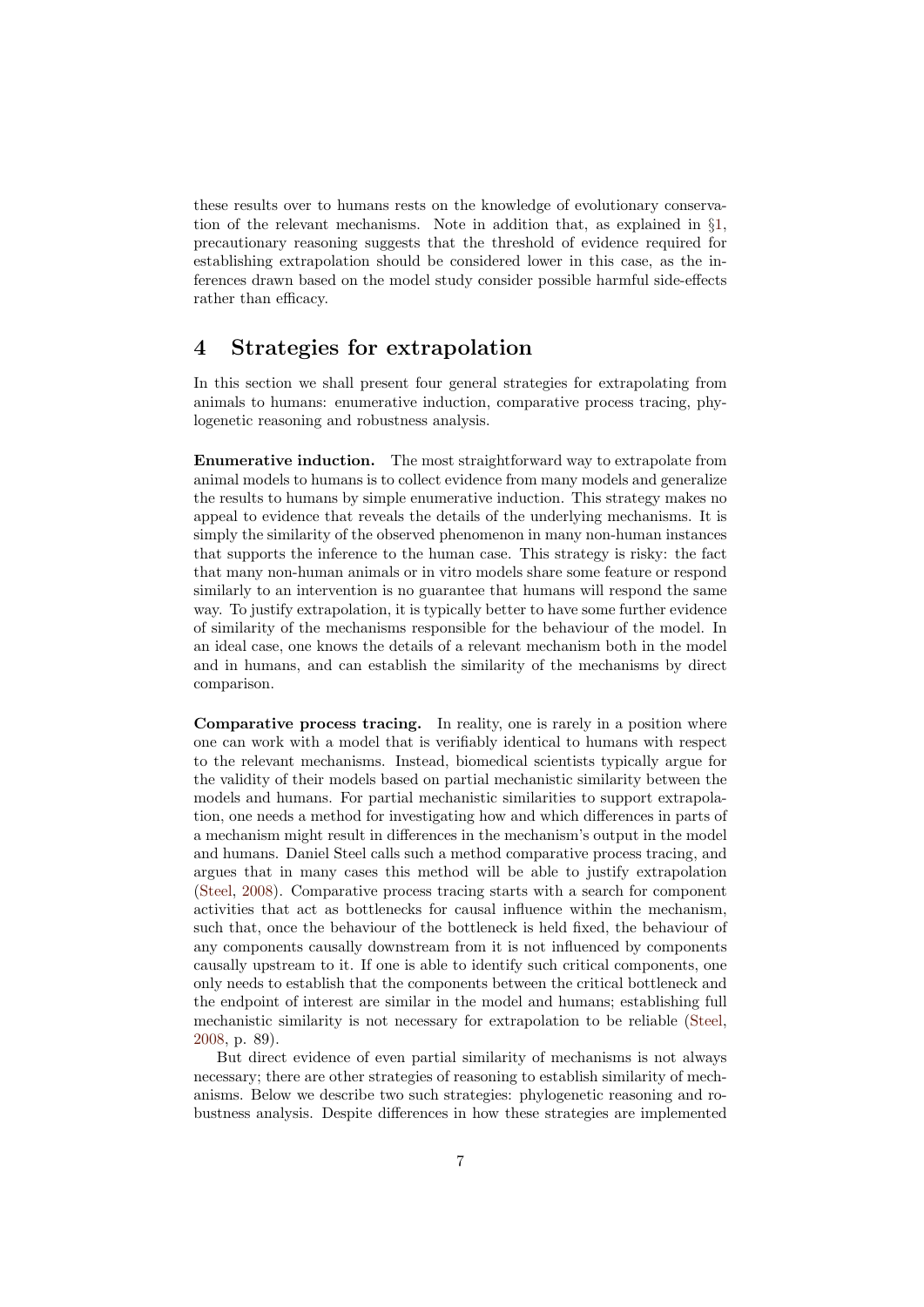these results over to humans rests on the knowledge of evolutionary conservation of the relevant mechanisms. Note in addition that, as explained in §1, precautionary reasoning suggests that the threshold of evidence required for establishing extrapolation should be considered lower in this case, as the inferences drawn based on the model study consider possible harmful side-effects rather than efficacy.

## 4 Strategies for extrapolation

In this section we shall present four general strategies for extrapolating from animals to humans: enumerative induction, comparative process tracing, phylogenetic reasoning and robustness analysis.

**Enumerative induction.** The most straightforward way to extrapolate from animal models to humans is to collect evidence from many models and generalize the results to humans by simple enumerative induction. This strategy makes no appeal to evidence that reveals the details of the underlying mechanisms. It is simply the similarity of the observed phenomenon in many non-human instances that supports the inference to the human case. This strategy is risky: the fact that many non-human animals or in vitro models share some feature or respond similarly to an intervention is no guarantee that humans will respond the same way. To justify extrapolation, it is typically better to have some further evidence of similarity of the mechanisms responsible for the behaviour of the model. In an ideal case, one knows the details of a relevant mechanism both in the model and in humans, and can establish the similarity of the mechanisms by direct comparison.

**Comparative process tracing.** In reality, one is rarely in a position where one can work with a model that is verifiably identical to humans with respect to the relevant mechanisms. Instead, biomedical scientists typically argue for the validity of their models based on partial mechanistic similarity between the models and humans. For partial mechanistic similarities to support extrapolation, one needs a method for investigating how and which differences in parts of a mechanism might result in differences in the mechanism's output in the model and humans. Daniel Steel calls such a method comparative process tracing, and argues that in many cases this method will be able to justify extrapolation (Steel, 2008). Comparative process tracing starts with a search for component activities that act as bottlenecks for causal influence within the mechanism, such that, once the behaviour of the bottleneck is held fixed, the behaviour of any components causally downstream from it is not influenced by components causally upstream to it. If one is able to identify such critical components, one only needs to establish that the components between the critical bottleneck and the endpoint of interest are similar in the model and humans; establishing full mechanistic similarity is not necessary for extrapolation to be reliable (Steel, 2008, p. 89).

But direct evidence of even partial similarity of mechanisms is not always necessary; there are other strategies of reasoning to establish similarity of mechanisms. Below we describe two such strategies: phylogenetic reasoning and robustness analysis. Despite differences in how these strategies are implemented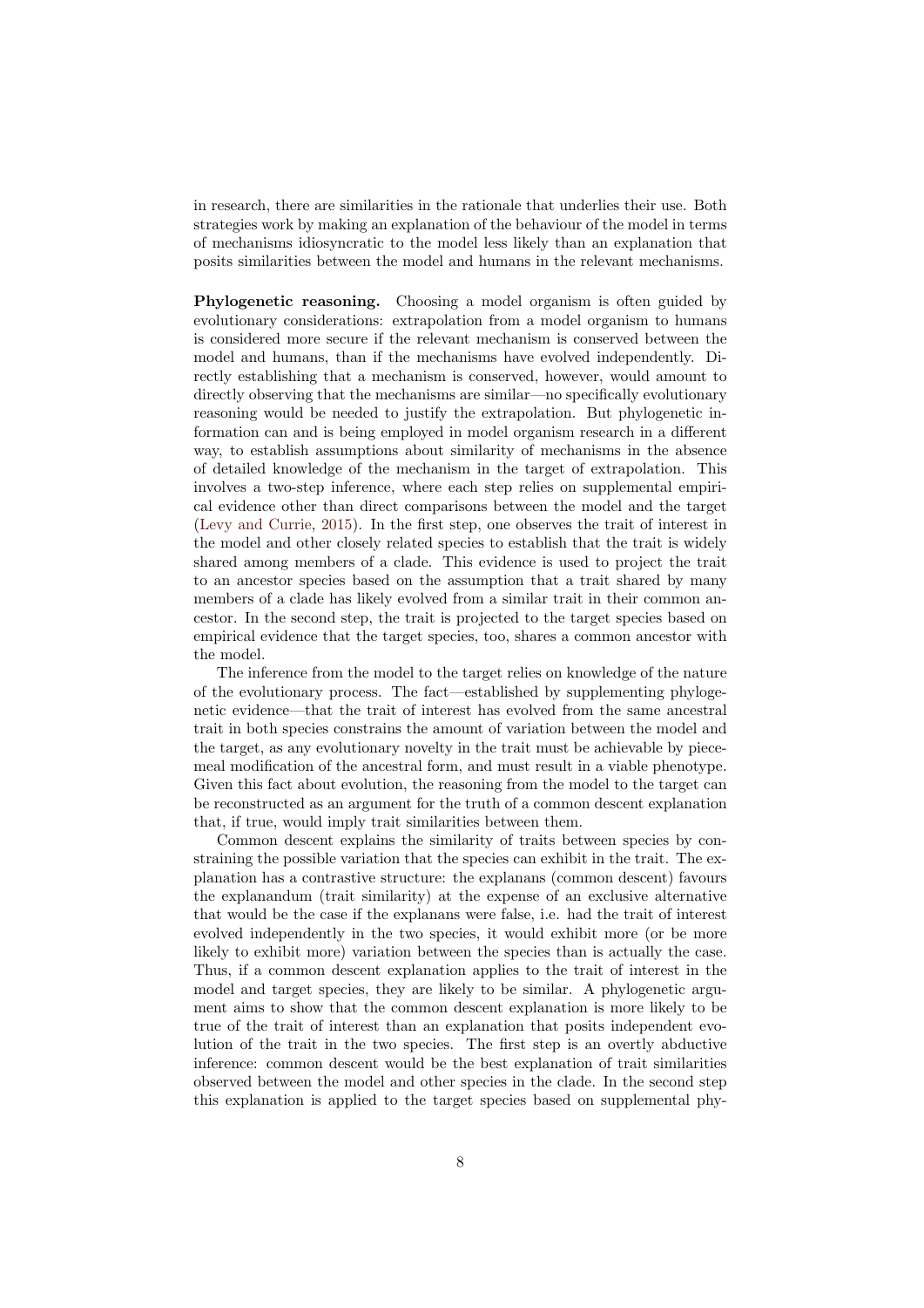in research, there are similarities in the rationale that underlies their use. Both strategies work by making an explanation of the behaviour of the model in terms of mechanisms idiosyncratic to the model less likely than an explanation that posits similarities between the model and humans in the relevant mechanisms.

**Phylogenetic reasoning.** Choosing a model organism is often guided by evolutionary considerations: extrapolation from a model organism to humans is considered more secure if the relevant mechanism is conserved between the model and humans, than if the mechanisms have evolved independently. Directly establishing that a mechanism is conserved, however, would amount to directly observing that the mechanisms are similar—no specifically evolutionary reasoning would be needed to justify the extrapolation. But phylogenetic information can and is being employed in model organism research in a different way, to establish assumptions about similarity of mechanisms in the absence of detailed knowledge of the mechanism in the target of extrapolation. This involves a two-step inference, where each step relies on supplemental empirical evidence other than direct comparisons between the model and the target (Levy and Currie, 2015). In the first step, one observes the trait of interest in the model and other closely related species to establish that the trait is widely shared among members of a clade. This evidence is used to project the trait to an ancestor species based on the assumption that a trait shared by many members of a clade has likely evolved from a similar trait in their common ancestor. In the second step, the trait is projected to the target species based on empirical evidence that the target species, too, shares a common ancestor with the model.

The inference from the model to the target relies on knowledge of the nature of the evolutionary process. The fact—established by supplementing phylogenetic evidence—that the trait of interest has evolved from the same ancestral trait in both species constrains the amount of variation between the model and the target, as any evolutionary novelty in the trait must be achievable by piecemeal modification of the ancestral form, and must result in a viable phenotype. Given this fact about evolution, the reasoning from the model to the target can be reconstructed as an argument for the truth of a common descent explanation that, if true, would imply trait similarities between them.

Common descent explains the similarity of traits between species by constraining the possible variation that the species can exhibit in the trait. The explanation has a contrastive structure: the explanans (common descent) favours the explanandum (trait similarity) at the expense of an exclusive alternative that would be the case if the explanans were false, i.e. had the trait of interest evolved independently in the two species, it would exhibit more (or be more likely to exhibit more) variation between the species than is actually the case. Thus, if a common descent explanation applies to the trait of interest in the model and target species, they are likely to be similar. A phylogenetic argument aims to show that the common descent explanation is more likely to be true of the trait of interest than an explanation that posits independent evolution of the trait in the two species. The first step is an overtly abductive inference: common descent would be the best explanation of trait similarities observed between the model and other species in the clade. In the second step this explanation is applied to the target species based on supplemental phy-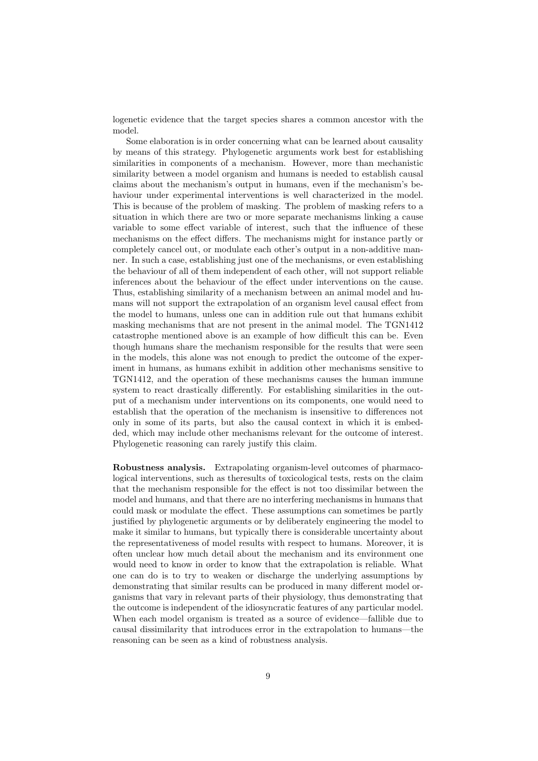logenetic evidence that the target species shares a common ancestor with the model.

Some elaboration is in order concerning what can be learned about causality by means of this strategy. Phylogenetic arguments work best for establishing similarities in components of a mechanism. However, more than mechanistic similarity between a model organism and humans is needed to establish causal claims about the mechanism's output in humans, even if the mechanism's behaviour under experimental interventions is well characterized in the model. This is because of the problem of masking. The problem of masking refers to a situation in which there are two or more separate mechanisms linking a cause variable to some effect variable of interest, such that the influence of these mechanisms on the effect differs. The mechanisms might for instance partly or completely cancel out, or modulate each other's output in a non-additive manner. In such a case, establishing just one of the mechanisms, or even establishing the behaviour of all of them independent of each other, will not support reliable inferences about the behaviour of the effect under interventions on the cause. Thus, establishing similarity of a mechanism between an animal model and humans will not support the extrapolation of an organism level causal effect from the model to humans, unless one can in addition rule out that humans exhibit masking mechanisms that are not present in the animal model. The TGN1412 catastrophe mentioned above is an example of how difficult this can be. Even though humans share the mechanism responsible for the results that were seen in the models, this alone was not enough to predict the outcome of the experiment in humans, as humans exhibit in addition other mechanisms sensitive to TGN1412, and the operation of these mechanisms causes the human immune system to react drastically differently. For establishing similarities in the output of a mechanism under interventions on its components, one would need to establish that the operation of the mechanism is insensitive to differences not only in some of its parts, but also the causal context in which it is embedded, which may include other mechanisms relevant for the outcome of interest. Phylogenetic reasoning can rarely justify this claim.

**Robustness analysis.** Extrapolating organism-level outcomes of pharmacological interventions, such as theresults of toxicological tests, rests on the claim that the mechanism responsible for the effect is not too dissimilar between the model and humans, and that there are no interfering mechanisms in humans that could mask or modulate the effect. These assumptions can sometimes be partly justified by phylogenetic arguments or by deliberately engineering the model to make it similar to humans, but typically there is considerable uncertainty about the representativeness of model results with respect to humans. Moreover, it is often unclear how much detail about the mechanism and its environment one would need to know in order to know that the extrapolation is reliable. What one can do is to try to weaken or discharge the underlying assumptions by demonstrating that similar results can be produced in many different model organisms that vary in relevant parts of their physiology, thus demonstrating that the outcome is independent of the idiosyncratic features of any particular model. When each model organism is treated as a source of evidence—fallible due to causal dissimilarity that introduces error in the extrapolation to humans—the reasoning can be seen as a kind of robustness analysis.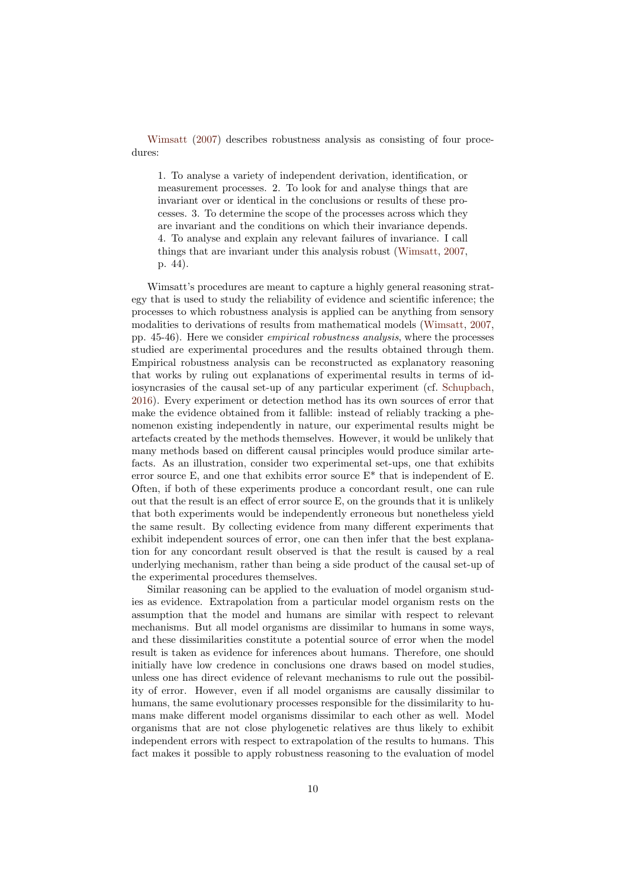Wimsatt (2007) describes robustness analysis as consisting of four procedures:

> 1. To analyse a variety of independent derivation, identification, or measurement processes. 2. To look for and analyse things that are invariant over or identical in the conclusions or results of these processes. 3. To determine the scope of the processes across which they are invariant and the conditions on which their invariance depends. 4. To analyse and explain any relevant failures of invariance. I call things that are invariant under this analysis robust (Wimsatt, 2007, p. 44).

Wimsatt's procedures are meant to capture a highly general reasoning strategy that is used to study the reliability of evidence and scientific inference; the processes to which robustness analysis is applied can be anything from sensory modalities to derivations of results from mathematical models (Wimsatt, 2007, pp. 45-46). Here we consider *empirical robustness analysis*, where the processes studied are experimental procedures and the results obtained through them. Empirical robustness analysis can be reconstructed as explanatory reasoning that works by ruling out explanations of experimental results in terms of idiosyncrasies of the causal set-up of any particular experiment (cf. Schupbach, 2016). Every experiment or detection method has its own sources of error that make the evidence obtained from it fallible: instead of reliably tracking a phenomenon existing independently in nature, our experimental results might be artefacts created by the methods themselves. However, it would be unlikely that many methods based on different causal principles would produce similar artefacts. As an illustration, consider two experimental set-ups, one that exhibits error source E, and one that exhibits error source E* that is independent of E. Often, if both of these experiments produce a concordant result, one can rule out that the result is an effect of error source E, on the grounds that it is unlikely that both experiments would be independently erroneous but nonetheless yield the same result. By collecting evidence from many different experiments that exhibit independent sources of error, one can then infer that the best explanation for any concordant result observed is that the result is caused by a real underlying mechanism, rather than being a side product of the causal set-up of the experimental procedures themselves.

Similar reasoning can be applied to the evaluation of model organism studies as evidence. Extrapolation from a particular model organism rests on the assumption that the model and humans are similar with respect to relevant mechanisms. But all model organisms are dissimilar to humans in some ways, and these dissimilarities constitute a potential source of error when the model result is taken as evidence for inferences about humans. Therefore, one should initially have low credence in conclusions one draws based on model studies, unless one has direct evidence of relevant mechanisms to rule out the possibility of error. However, even if all model organisms are causally dissimilar to humans, the same evolutionary processes responsible for the dissimilarity to humans make different model organisms dissimilar to each other as well. Model organisms that are not close phylogenetic relatives are thus likely to exhibit independent errors with respect to extrapolation of the results to humans. This fact makes it possible to apply robustness reasoning to the evaluation of model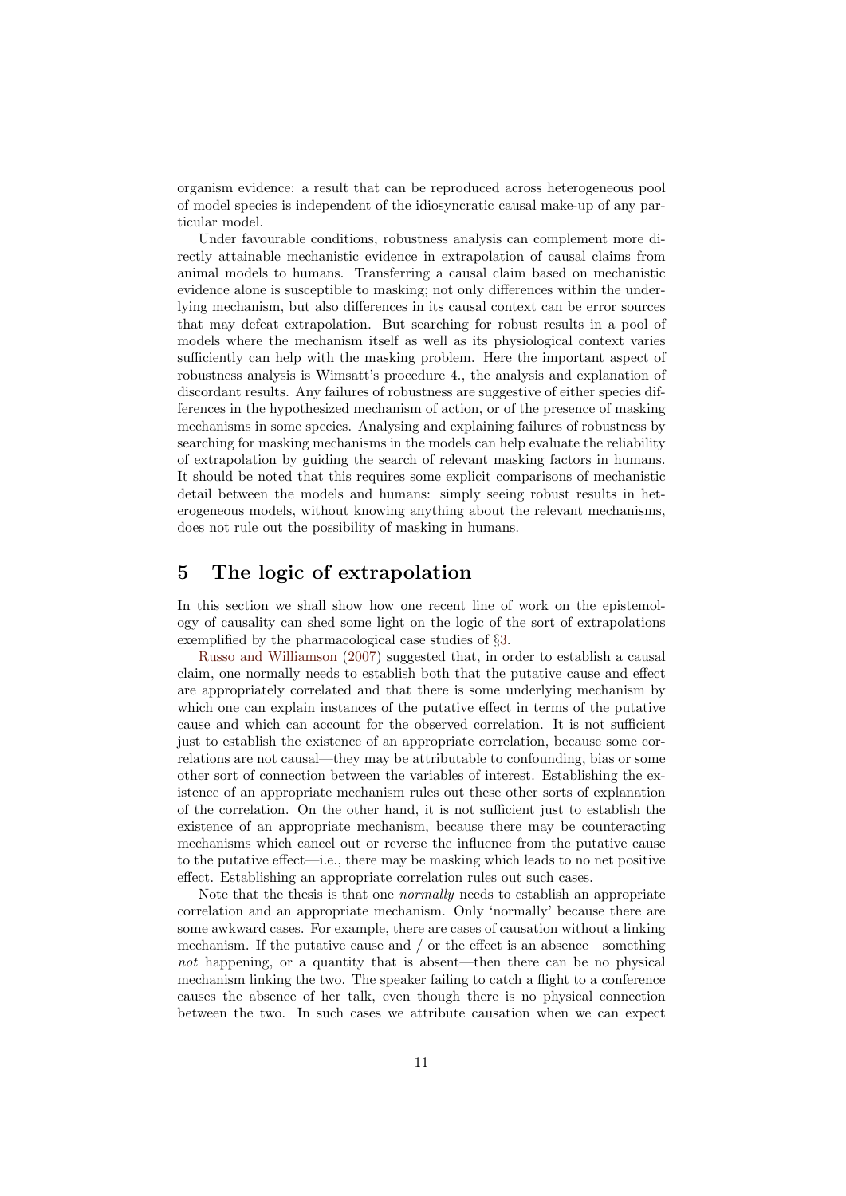organism evidence: a result that can be reproduced across heterogeneous pool of model species is independent of the idiosyncratic causal make-up of any particular model.

Under favourable conditions, robustness analysis can complement more directly attainable mechanistic evidence in extrapolation of causal claims from animal models to humans. Transferring a causal claim based on mechanistic evidence alone is susceptible to masking; not only differences within the underlying mechanism, but also differences in its causal context can be error sources that may defeat extrapolation. But searching for robust results in a pool of models where the mechanism itself as well as its physiological context varies sufficiently can help with the masking problem. Here the important aspect of robustness analysis is Wimsatt's procedure 4., the analysis and explanation of discordant results. Any failures of robustness are suggestive of either species differences in the hypothesized mechanism of action, or of the presence of masking mechanisms in some species. Analysing and explaining failures of robustness by searching for masking mechanisms in the models can help evaluate the reliability of extrapolation by guiding the search of relevant masking factors in humans. It should be noted that this requires some explicit comparisons of mechanistic detail between the models and humans: simply seeing robust results in heterogeneous models, without knowing anything about the relevant mechanisms, does not rule out the possibility of masking in humans.

## 5 The logic of extrapolation

In this section we shall show how one recent line of work on the epistemology of causality can shed some light on the logic of the sort of extrapolations exemplified by the pharmacological case studies of §3.

Russo and Williamson (2007) suggested that, in order to establish a causal claim, one normally needs to establish both that the putative cause and effect are appropriately correlated and that there is some underlying mechanism by which one can explain instances of the putative effect in terms of the putative cause and which can account for the observed correlation. It is not sufficient just to establish the existence of an appropriate correlation, because some correlations are not causal—they may be attributable to confounding, bias or some other sort of connection between the variables of interest. Establishing the existence of an appropriate mechanism rules out these other sorts of explanation of the correlation. On the other hand, it is not sufficient just to establish the existence of an appropriate mechanism, because there may be counteracting mechanisms which cancel out or reverse the influence from the putative cause to the putative effect—i.e., there may be masking which leads to no net positive effect. Establishing an appropriate correlation rules out such cases.

Note that the thesis is that one *normally* needs to establish an appropriate correlation and an appropriate mechanism. Only 'normally' because there are some awkward cases. For example, there are cases of causation without a linking mechanism. If the putative cause and / or the effect is an absence—something *not* happening, or a quantity that is absent—then there can be no physical mechanism linking the two. The speaker failing to catch a flight to a conference causes the absence of her talk, even though there is no physical connection between the two. In such cases we attribute causation when we can expect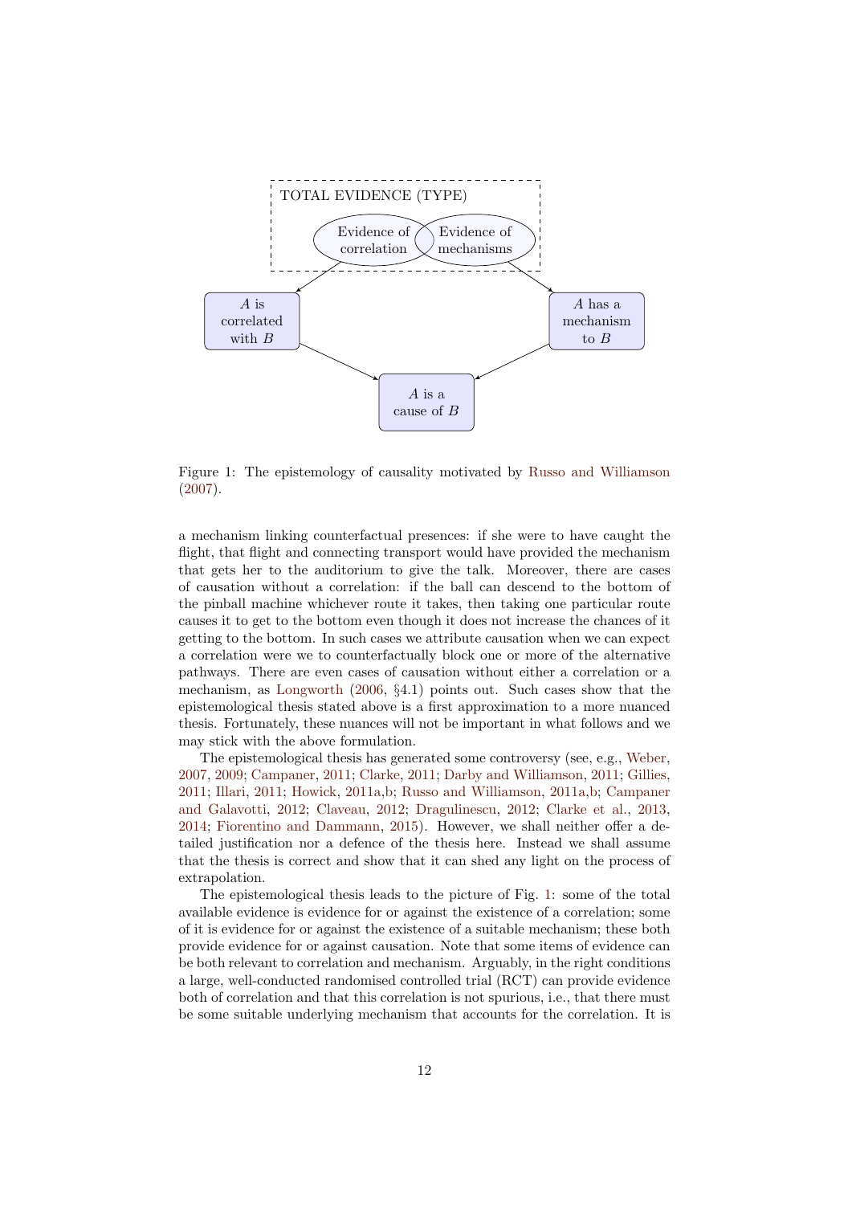TOTAL EVIDENCE (TYPE)

Evidence of correlation | Evidence of mechanisms

$A$ is correlated with $B$ → $A$ is a cause of $B$ ← $A$ has a mechanism to $B$

Figure 1: The epistemology of causality motivated by Russo and Williamson (2007).

a mechanism linking counterfactual presences: if she were to have caught the flight, that flight and connecting transport would have provided the mechanism that gets her to the auditorium to give the talk. Moreover, there are cases of causation without a correlation: if the ball can descend to the bottom of the pinball machine whichever route it takes, then taking one particular route causes it to get to the bottom even though it does not increase the chances of it getting to the bottom. In such cases we attribute causation when we can expect a correlation were we to counterfactually block one or more of the alternative pathways. There are even cases of causation without either a correlation or a mechanism, as Longworth (2006, §4.1) points out. Such cases show that the epistemological thesis stated above is a first approximation to a more nuanced thesis. Fortunately, these nuances will not be important in what follows and we may stick with the above formulation.

The epistemological thesis has generated some controversy (see, e.g., Weber, 2007, 2009; Campaner, 2011; Clarke, 2011; Darby and Williamson, 2011; Gillies, 2011; Illari, 2011; Howick, 2011a,b; Russo and Williamson, 2011a,b; Campaner and Galavotti, 2012; Claveau, 2012; Dragulinescu, 2012; Clarke et al., 2013, 2014; Fiorentino and Dammann, 2015). However, we shall neither offer a detailed justification nor a defence of the thesis here. Instead we shall assume that the thesis is correct and show that it can shed any light on the process of extrapolation.

The epistemological thesis leads to the picture of Fig. 1: some of the total available evidence is evidence for or against the existence of a correlation; some of it is evidence for or against the existence of a suitable mechanism; these both provide evidence for or against causation. Note that some items of evidence can be both relevant to correlation and mechanism. Arguably, in the right conditions a large, well-conducted randomised controlled trial (RCT) can provide evidence both of correlation and that this correlation is not spurious, i.e., that there must be some suitable underlying mechanism that accounts for the correlation. It is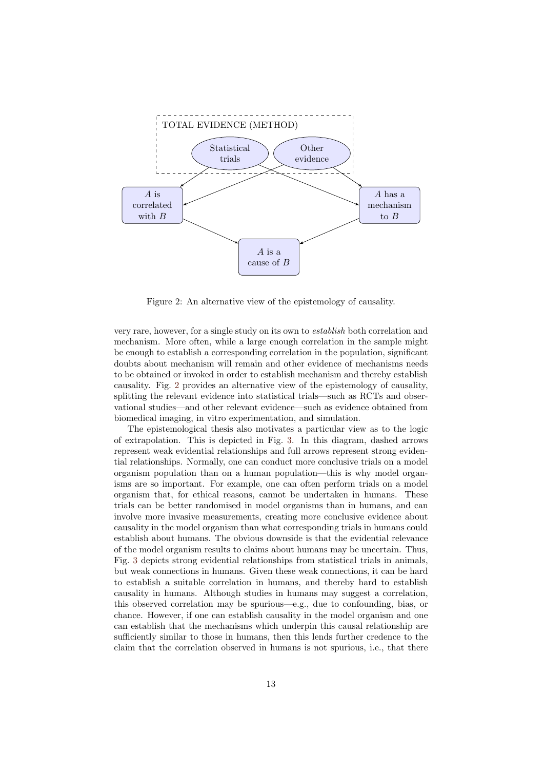TOTAL EVIDENCE (METHOD)

Statistical trials

Other evidence

$A$ is correlated with $B$

$A$ has a mechanism to $B$

$A$ is a cause of $B$

Figure 2: An alternative view of the epistemology of causality.

very rare, however, for a single study on its own to *establish* both correlation and mechanism. More often, while a large enough correlation in the sample might be enough to establish a corresponding correlation in the population, significant doubts about mechanism will remain and other evidence of mechanisms needs to be obtained or invoked in order to establish mechanism and thereby establish causality. Fig. 2 provides an alternative view of the epistemology of causality, splitting the relevant evidence into statistical trials—such as RCTs and observational studies—and other relevant evidence—such as evidence obtained from biomedical imaging, in vitro experimentation, and simulation.

The epistemological thesis also motivates a particular view as to the logic of extrapolation. This is depicted in Fig. 3. In this diagram, dashed arrows represent weak evidential relationships and full arrows represent strong evidential relationships. Normally, one can conduct more conclusive trials on a model organism population than on a human population—this is why model organisms are so important. For example, one can often perform trials on a model organism that, for ethical reasons, cannot be undertaken in humans. These trials can be better randomised in model organisms than in humans, and can involve more invasive measurements, creating more conclusive evidence about causality in the model organism than what corresponding trials in humans could establish about humans. The obvious downside is that the evidential relevance of the model organism results to claims about humans may be uncertain. Thus, Fig. 3 depicts strong evidential relationships from statistical trials in animals, but weak connections in humans. Given these weak connections, it can be hard to establish a suitable correlation in humans, and thereby hard to establish causality in humans. Although studies in humans may suggest a correlation, this observed correlation may be spurious—e.g., due to confounding, bias, or chance. However, if one can establish causality in the model organism and one can establish that the mechanisms which underpin this causal relationship are sufficiently similar to those in humans, then this lends further credence to the claim that the correlation observed in humans is not spurious, i.e., that there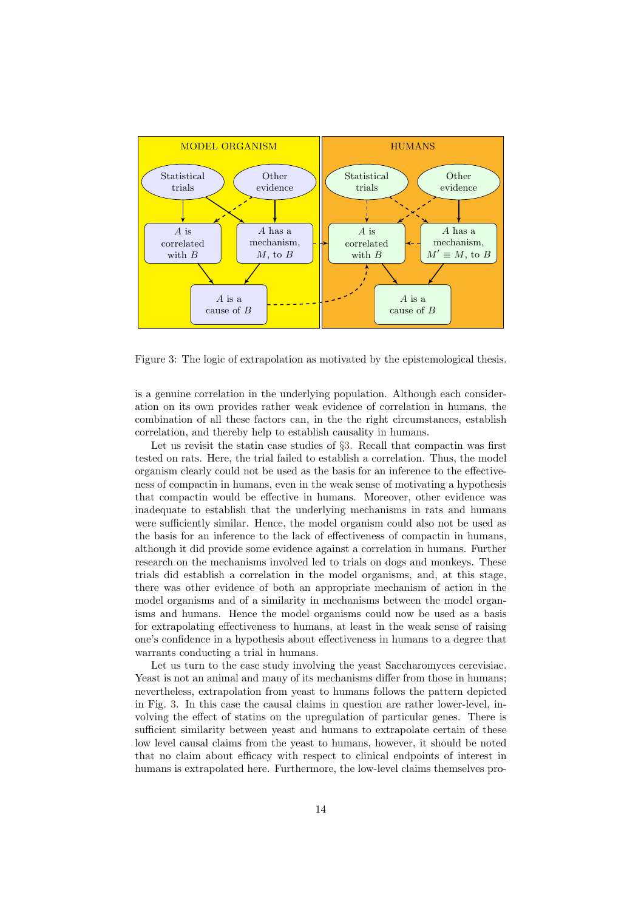MODEL ORGANISM

Statistical trials

Other evidence

$A$ is correlated with $B$

$A$ has a mechanism, $M$, to $B$

$A$ is a cause of $B$

HUMANS

Statistical trials

Other evidence

$A$ is correlated with $B$

$A$ has a mechanism, $M' \equiv M$, to $B$

$A$ is a cause of $B$

Figure 3: The logic of extrapolation as motivated by the epistemological thesis.

is a genuine correlation in the underlying population. Although each consideration on its own provides rather weak evidence of correlation in humans, the combination of all these factors can, in the the right circumstances, establish correlation, and thereby help to establish causality in humans.

Let us revisit the statin case studies of §3. Recall that compactin was first tested on rats. Here, the trial failed to establish a correlation. Thus, the model organism clearly could not be used as the basis for an inference to the effectiveness of compactin in humans, even in the weak sense of motivating a hypothesis that compactin would be effective in humans. Moreover, other evidence was inadequate to establish that the underlying mechanisms in rats and humans were sufficiently similar. Hence, the model organism could also not be used as the basis for an inference to the lack of effectiveness of compactin in humans, although it did provide some evidence against a correlation in humans. Further research on the mechanisms involved led to trials on dogs and monkeys. These trials did establish a correlation in the model organisms, and, at this stage, there was other evidence of both an appropriate mechanism of action in the model organisms and of a similarity in mechanisms between the model organisms and humans. Hence the model organisms could now be used as a basis for extrapolating effectiveness to humans, at least in the weak sense of raising one's confidence in a hypothesis about effectiveness in humans to a degree that warrants conducting a trial in humans.

Let us turn to the case study involving the yeast Saccharomyces cerevisiae. Yeast is not an animal and many of its mechanisms differ from those in humans; nevertheless, extrapolation from yeast to humans follows the pattern depicted in Fig. 3. In this case the causal claims in question are rather lower-level, involving the effect of statins on the upregulation of particular genes. There is sufficient similarity between yeast and humans to extrapolate certain of these low level causal claims from the yeast to humans, however, it should be noted that no claim about efficacy with respect to clinical endpoints of interest in humans is extrapolated here. Furthermore, the low-level claims themselves pro-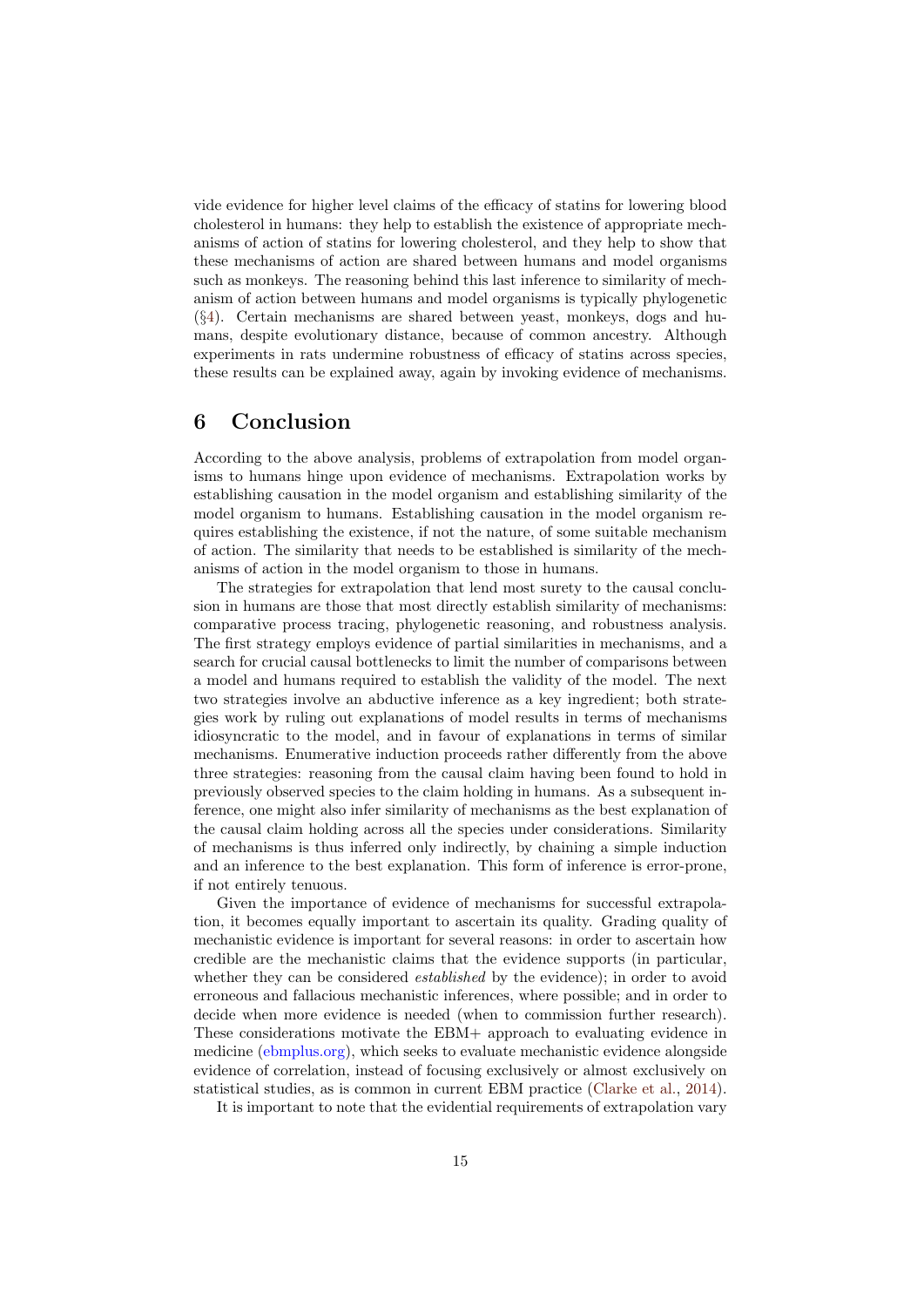vide evidence for higher level claims of the efficacy of statins for lowering blood cholesterol in humans: they help to establish the existence of appropriate mechanisms of action of statins for lowering cholesterol, and they help to show that these mechanisms of action are shared between humans and model organisms such as monkeys. The reasoning behind this last inference to similarity of mechanism of action between humans and model organisms is typically phylogenetic (§4). Certain mechanisms are shared between yeast, monkeys, dogs and humans, despite evolutionary distance, because of common ancestry. Although experiments in rats undermine robustness of efficacy of statins across species, these results can be explained away, again by invoking evidence of mechanisms.

# 6 Conclusion

According to the above analysis, problems of extrapolation from model organisms to humans hinge upon evidence of mechanisms. Extrapolation works by establishing causation in the model organism and establishing similarity of the model organism to humans. Establishing causation in the model organism requires establishing the existence, if not the nature, of some suitable mechanism of action. The similarity that needs to be established is similarity of the mechanisms of action in the model organism to those in humans.

The strategies for extrapolation that lend most surety to the causal conclusion in humans are those that most directly establish similarity of mechanisms: comparative process tracing, phylogenetic reasoning, and robustness analysis. The first strategy employs evidence of partial similarities in mechanisms, and a search for crucial causal bottlenecks to limit the number of comparisons between a model and humans required to establish the validity of the model. The next two strategies involve an abductive inference as a key ingredient; both strategies work by ruling out explanations of model results in terms of mechanisms idiosyncratic to the model, and in favour of explanations in terms of similar mechanisms. Enumerative induction proceeds rather differently from the above three strategies: reasoning from the causal claim having been found to hold in previously observed species to the claim holding in humans. As a subsequent inference, one might also infer similarity of mechanisms as the best explanation of the causal claim holding across all the species under considerations. Similarity of mechanisms is thus inferred only indirectly, by chaining a simple induction and an inference to the best explanation. This form of inference is error-prone, if not entirely tenuous.

Given the importance of evidence of mechanisms for successful extrapolation, it becomes equally important to ascertain its quality. Grading quality of mechanistic evidence is important for several reasons: in order to ascertain how credible are the mechanistic claims that the evidence supports (in particular, whether they can be considered *established* by the evidence); in order to avoid erroneous and fallacious mechanistic inferences, where possible; and in order to decide when more evidence is needed (when to commission further research). These considerations motivate the EBM+ approach to evaluating evidence in medicine (ebmplus.org), which seeks to evaluate mechanistic evidence alongside evidence of correlation, instead of focusing exclusively or almost exclusively on statistical studies, as is common in current EBM practice (Clarke et al., 2014).

It is important to note that the evidential requirements of extrapolation vary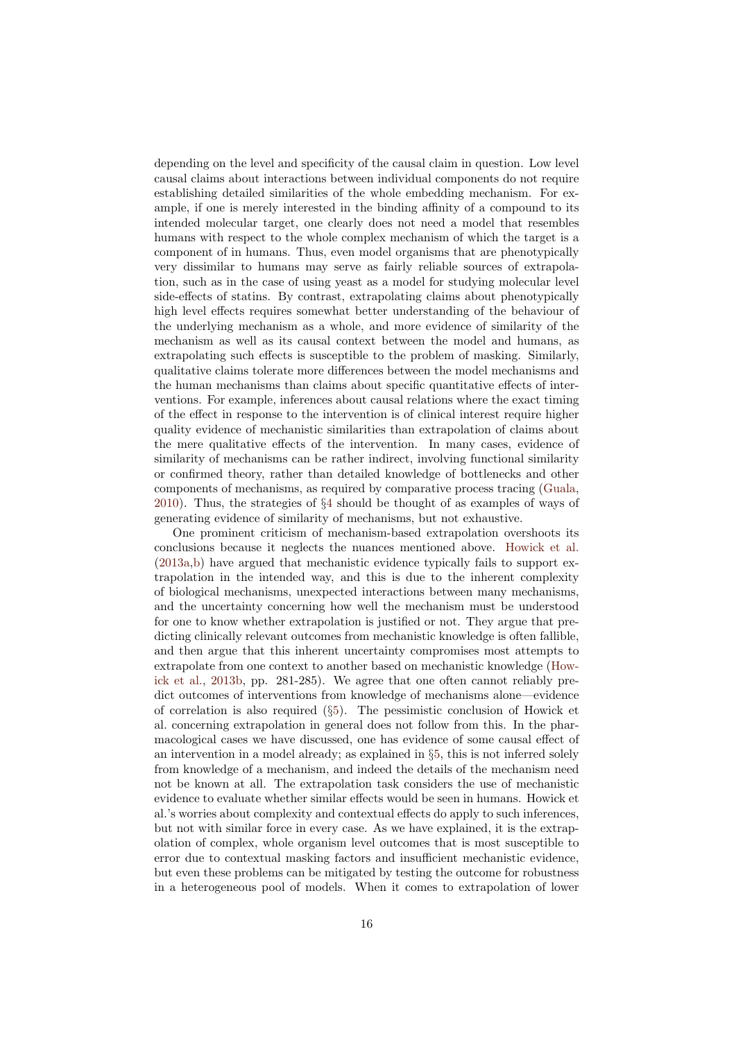depending on the level and specificity of the causal claim in question. Low level causal claims about interactions between individual components do not require establishing detailed similarities of the whole embedding mechanism. For example, if one is merely interested in the binding affinity of a compound to its intended molecular target, one clearly does not need a model that resembles humans with respect to the whole complex mechanism of which the target is a component of in humans. Thus, even model organisms that are phenotypically very dissimilar to humans may serve as fairly reliable sources of extrapolation, such as in the case of using yeast as a model for studying molecular level side-effects of statins. By contrast, extrapolating claims about phenotypically high level effects requires somewhat better understanding of the behaviour of the underlying mechanism as a whole, and more evidence of similarity of the mechanism as well as its causal context between the model and humans, as extrapolating such effects is susceptible to the problem of masking. Similarly, qualitative claims tolerate more differences between the model mechanisms and the human mechanisms than claims about specific quantitative effects of interventions. For example, inferences about causal relations where the exact timing of the effect in response to the intervention is of clinical interest require higher quality evidence of mechanistic similarities than extrapolation of claims about the mere qualitative effects of the intervention. In many cases, evidence of similarity of mechanisms can be rather indirect, involving functional similarity or confirmed theory, rather than detailed knowledge of bottlenecks and other components of mechanisms, as required by comparative process tracing (Guala, 2010). Thus, the strategies of §4 should be thought of as examples of ways of generating evidence of similarity of mechanisms, but not exhaustive.

One prominent criticism of mechanism-based extrapolation overshoots its conclusions because it neglects the nuances mentioned above. Howick et al. (2013a,b) have argued that mechanistic evidence typically fails to support extrapolation in the intended way, and this is due to the inherent complexity of biological mechanisms, unexpected interactions between many mechanisms, and the uncertainty concerning how well the mechanism must be understood for one to know whether extrapolation is justified or not. They argue that predicting clinically relevant outcomes from mechanistic knowledge is often fallible, and then argue that this inherent uncertainty compromises most attempts to extrapolate from one context to another based on mechanistic knowledge (Howick et al., 2013b, pp. 281-285). We agree that one often cannot reliably predict outcomes of interventions from knowledge of mechanisms alone—evidence of correlation is also required (§5). The pessimistic conclusion of Howick et al. concerning extrapolation in general does not follow from this. In the pharmacological cases we have discussed, one has evidence of some causal effect of an intervention in a model already; as explained in §5, this is not inferred solely from knowledge of a mechanism, and indeed the details of the mechanism need not be known at all. The extrapolation task considers the use of mechanistic evidence to evaluate whether similar effects would be seen in humans. Howick et al.'s worries about complexity and contextual effects do apply to such inferences, but not with similar force in every case. As we have explained, it is the extrapolation of complex, whole organism level outcomes that is most susceptible to error due to contextual masking factors and insufficient mechanistic evidence, but even these problems can be mitigated by testing the outcome for robustness in a heterogeneous pool of models. When it comes to extrapolation of lower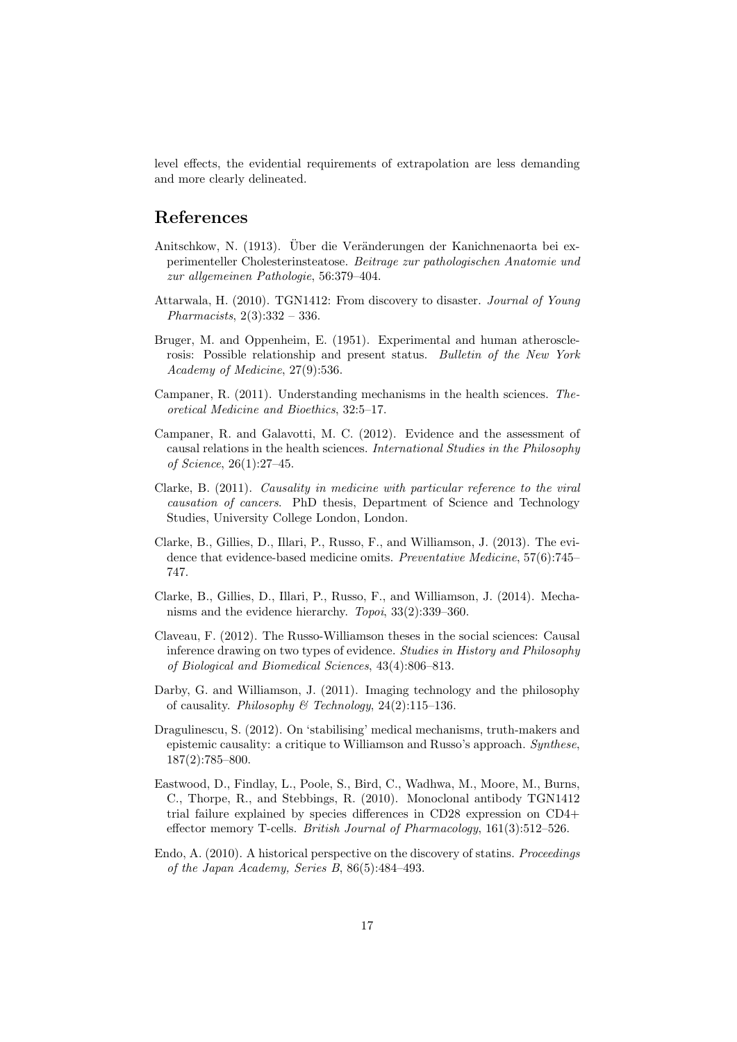level effects, the evidential requirements of extrapolation are less demanding and more clearly delineated.

# References

Anitschkow, N. (1913). Über die Veränderungen der Kanichnenaorta bei experimenteller Cholesterinsteatose. *Beitrage zur pathologischen Anatomie und zur allgemeinen Pathologie*, 56:379–404.

Attarwala, H. (2010). TGN1412: From discovery to disaster. *Journal of Young Pharmacists*, 2(3):332 – 336.

Bruger, M. and Oppenheim, E. (1951). Experimental and human atherosclerosis: Possible relationship and present status. *Bulletin of the New York Academy of Medicine*, 27(9):536.

Campaner, R. (2011). Understanding mechanisms in the health sciences. *Theoretical Medicine and Bioethics*, 32:5–17.

Campaner, R. and Galavotti, M. C. (2012). Evidence and the assessment of causal relations in the health sciences. *International Studies in the Philosophy of Science*, 26(1):27–45.

Clarke, B. (2011). *Causality in medicine with particular reference to the viral causation of cancers*. PhD thesis, Department of Science and Technology Studies, University College London, London.

Clarke, B., Gillies, D., Illari, P., Russo, F., and Williamson, J. (2013). The evidence that evidence-based medicine omits. *Preventative Medicine*, 57(6):745–747.

Clarke, B., Gillies, D., Illari, P., Russo, F., and Williamson, J. (2014). Mechanisms and the evidence hierarchy. *Topoi*, 33(2):339–360.

Claveau, F. (2012). The Russo-Williamson theses in the social sciences: Causal inference drawing on two types of evidence. *Studies in History and Philosophy of Biological and Biomedical Sciences*, 43(4):806–813.

Darby, G. and Williamson, J. (2011). Imaging technology and the philosophy of causality. *Philosophy & Technology*, 24(2):115–136.

Dragulinescu, S. (2012). On 'stabilising' medical mechanisms, truth-makers and epistemic causality: a critique to Williamson and Russo's approach. *Synthese*, 187(2):785–800.

Eastwood, D., Findlay, L., Poole, S., Bird, C., Wadhwa, M., Moore, M., Burns, C., Thorpe, R., and Stebbings, R. (2010). Monoclonal antibody TGN1412 trial failure explained by species differences in CD28 expression on CD4+ effector memory T-cells. *British Journal of Pharmacology*, 161(3):512–526.

Endo, A. (2010). A historical perspective on the discovery of statins. *Proceedings of the Japan Academy, Series B*, 86(5):484–493.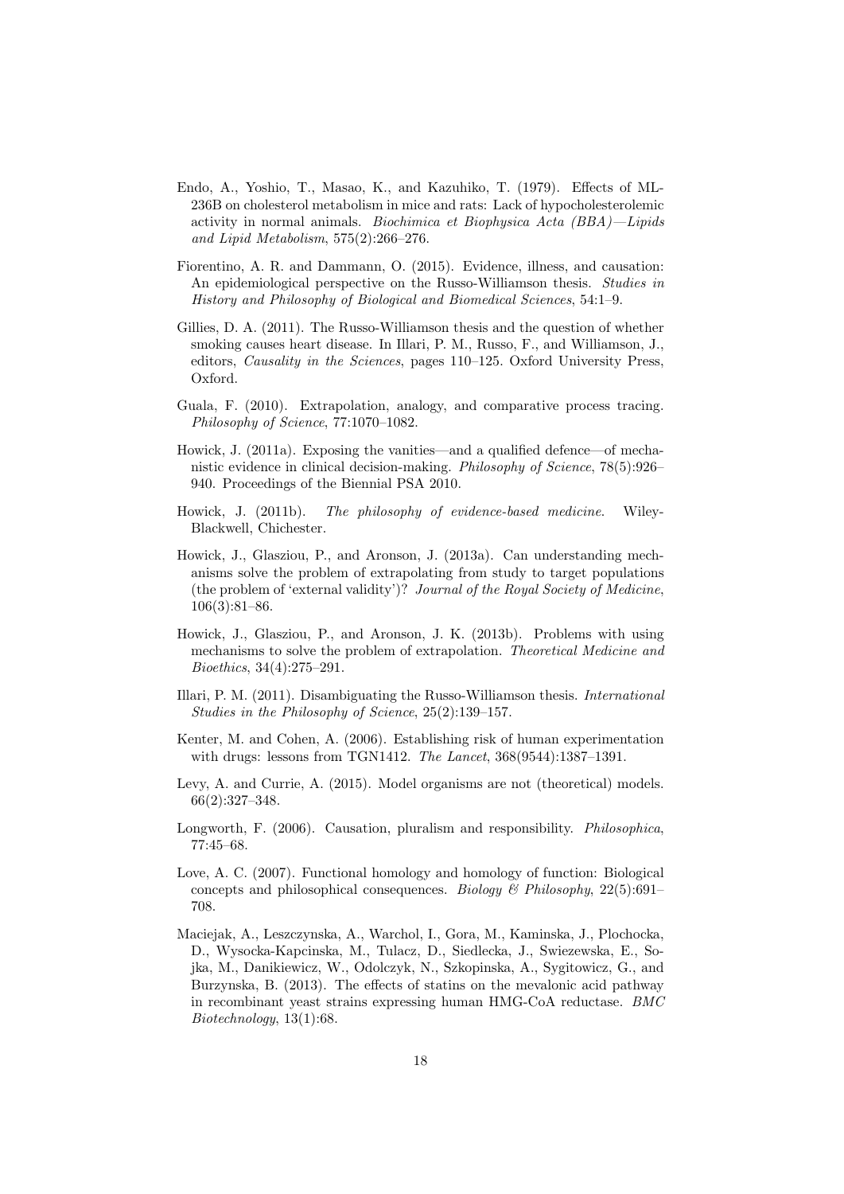Endo, A., Yoshio, T., Masao, K., and Kazuhiko, T. (1979). Effects of ML-236B on cholesterol metabolism in mice and rats: Lack of hypocholesterolemic activity in normal animals. *Biochimica et Biophysica Acta (BBA)—Lipids and Lipid Metabolism*, 575(2):266–276.

Fiorentino, A. R. and Dammann, O. (2015). Evidence, illness, and causation: An epidemiological perspective on the Russo-Williamson thesis. *Studies in History and Philosophy of Biological and Biomedical Sciences*, 54:1–9.

Gillies, D. A. (2011). The Russo-Williamson thesis and the question of whether smoking causes heart disease. In Illari, P. M., Russo, F., and Williamson, J., editors, *Causality in the Sciences*, pages 110–125. Oxford University Press, Oxford.

Guala, F. (2010). Extrapolation, analogy, and comparative process tracing. *Philosophy of Science*, 77:1070–1082.

Howick, J. (2011a). Exposing the vanities—and a qualified defence—of mechanistic evidence in clinical decision-making. *Philosophy of Science*, 78(5):926–940. Proceedings of the Biennial PSA 2010.

Howick, J. (2011b). *The philosophy of evidence-based medicine*. Wiley-Blackwell, Chichester.

Howick, J., Glasziou, P., and Aronson, J. (2013a). Can understanding mechanisms solve the problem of extrapolating from study to target populations (the problem of 'external validity')? *Journal of the Royal Society of Medicine*, 106(3):81–86.

Howick, J., Glasziou, P., and Aronson, J. K. (2013b). Problems with using mechanisms to solve the problem of extrapolation. *Theoretical Medicine and Bioethics*, 34(4):275–291.

Illari, P. M. (2011). Disambiguating the Russo-Williamson thesis. *International Studies in the Philosophy of Science*, 25(2):139–157.

Kenter, M. and Cohen, A. (2006). Establishing risk of human experimentation with drugs: lessons from TGN1412. *The Lancet*, 368(9544):1387–1391.

Levy, A. and Currie, A. (2015). Model organisms are not (theoretical) models. 66(2):327–348.

Longworth, F. (2006). Causation, pluralism and responsibility. *Philosophica*, 77:45–68.

Love, A. C. (2007). Functional homology and homology of function: Biological concepts and philosophical consequences. *Biology & Philosophy*, 22(5):691–708.

Maciejak, A., Leszczynska, A., Warchol, I., Gora, M., Kaminska, J., Plochocka, D., Wysocka-Kapcinska, M., Tulacz, D., Siedlecka, J., Swiezewska, E., Sojka, M., Danikiewicz, W., Odolczyk, N., Szkopinska, A., Sygitowicz, G., and Burzynska, B. (2013). The effects of statins on the mevalonic acid pathway in recombinant yeast strains expressing human HMG-CoA reductase. *BMC Biotechnology*, 13(1):68.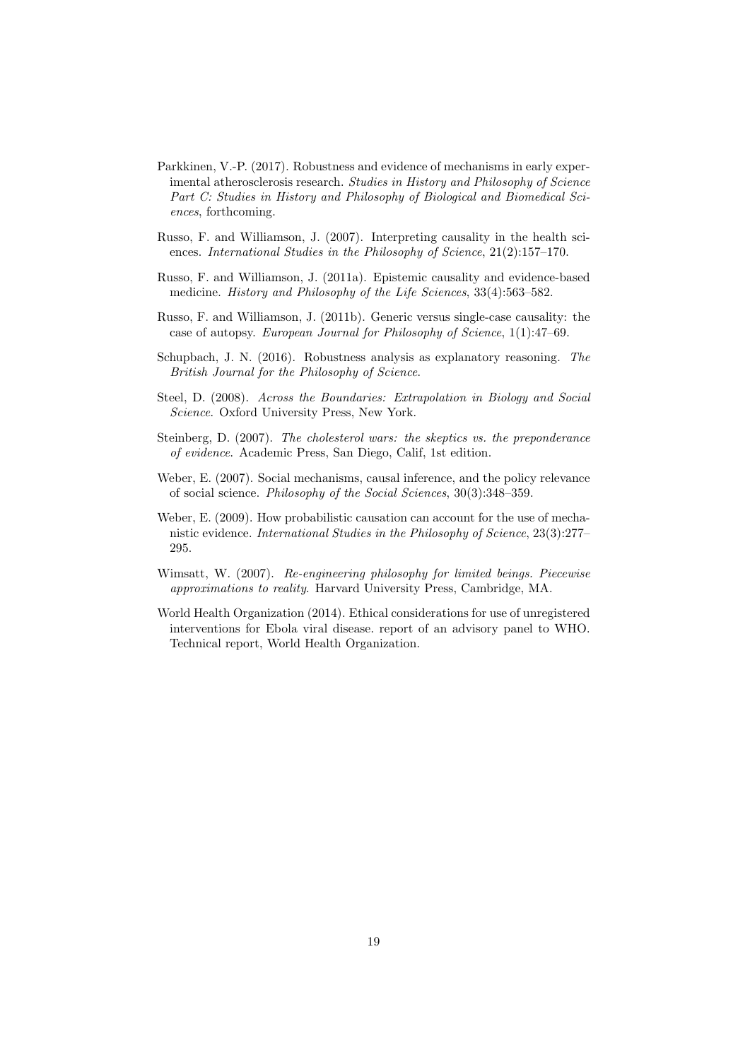Parkkinen, V.-P. (2017). Robustness and evidence of mechanisms in early experimental atherosclerosis research. *Studies in History and Philosophy of Science Part C: Studies in History and Philosophy of Biological and Biomedical Sciences*, forthcoming.

Russo, F. and Williamson, J. (2007). Interpreting causality in the health sciences. *International Studies in the Philosophy of Science*, 21(2):157–170.

Russo, F. and Williamson, J. (2011a). Epistemic causality and evidence-based medicine. *History and Philosophy of the Life Sciences*, 33(4):563–582.

Russo, F. and Williamson, J. (2011b). Generic versus single-case causality: the case of autopsy. *European Journal for Philosophy of Science*, 1(1):47–69.

Schupbach, J. N. (2016). Robustness analysis as explanatory reasoning. *The British Journal for the Philosophy of Science*.

Steel, D. (2008). *Across the Boundaries: Extrapolation in Biology and Social Science*. Oxford University Press, New York.

Steinberg, D. (2007). *The cholesterol wars: the skeptics vs. the preponderance of evidence*. Academic Press, San Diego, Calif, 1st edition.

Weber, E. (2007). Social mechanisms, causal inference, and the policy relevance of social science. *Philosophy of the Social Sciences*, 30(3):348–359.

Weber, E. (2009). How probabilistic causation can account for the use of mechanistic evidence. *International Studies in the Philosophy of Science*, 23(3):277–295.

Wimsatt, W. (2007). *Re-engineering philosophy for limited beings. Piecewise approximations to reality*. Harvard University Press, Cambridge, MA.

World Health Organization (2014). Ethical considerations for use of unregistered interventions for Ebola viral disease. report of an advisory panel to WHO. Technical report, World Health Organization.